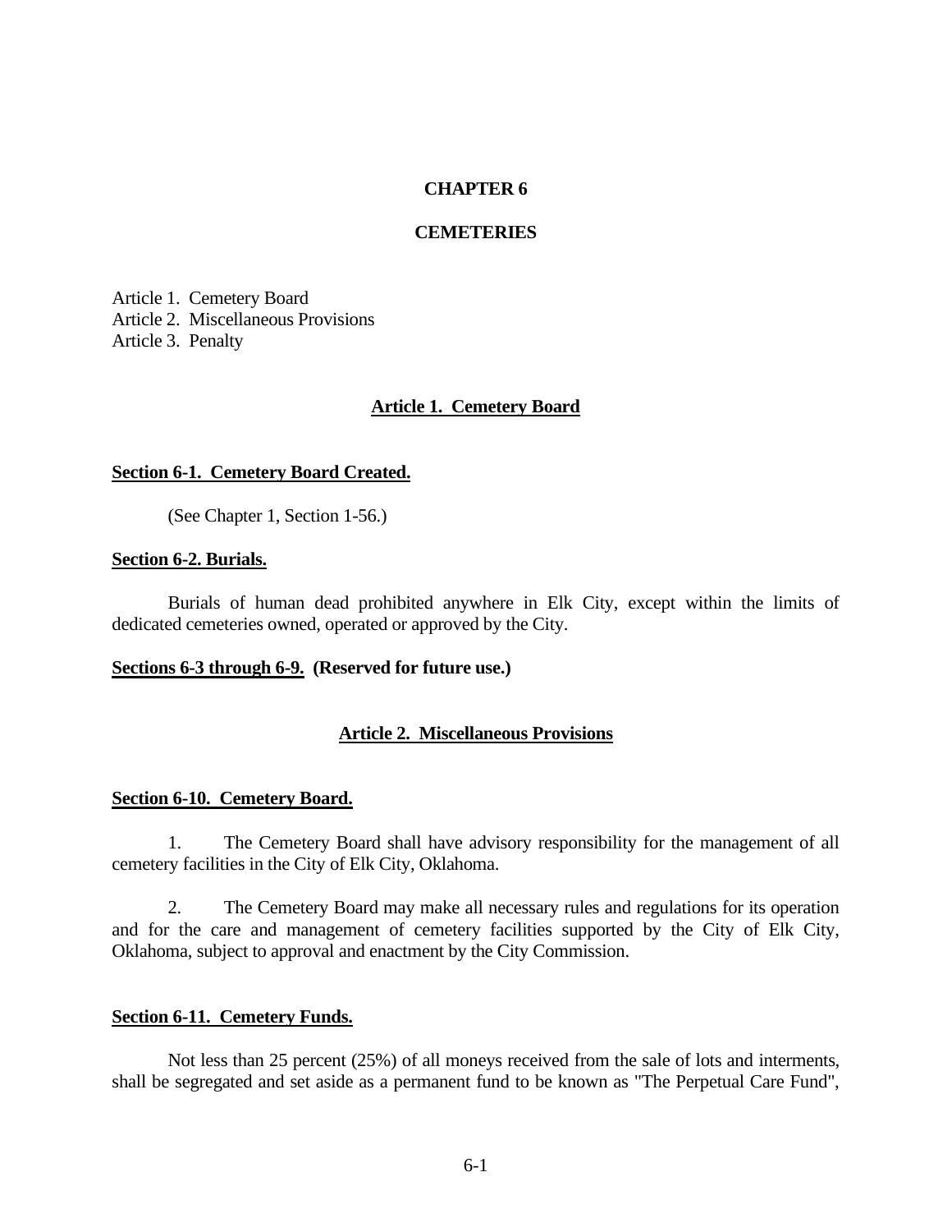# CHAPTER 6

# CEMETERIES

Article 1. Cemetery Board
Article 2. Miscellaneous Provisions
Article 3. Penalty

## Article 1. Cemetery Board

### Section 6-1. Cemetery Board Created.

(See Chapter 1, Section 1-56.)

### Section 6-2. Burials.

Burials of human dead prohibited anywhere in Elk City, except within the limits of dedicated cemeteries owned, operated or approved by the City.

### Sections 6-3 through 6-9. (Reserved for future use.)

## Article 2. Miscellaneous Provisions

### Section 6-10. Cemetery Board.

1. The Cemetery Board shall have advisory responsibility for the management of all cemetery facilities in the City of Elk City, Oklahoma.

2. The Cemetery Board may make all necessary rules and regulations for its operation and for the care and management of cemetery facilities supported by the City of Elk City, Oklahoma, subject to approval and enactment by the City Commission.

### Section 6-11. Cemetery Funds.

Not less than 25 percent (25%) of all moneys received from the sale of lots and interments, shall be segregated and set aside as a permanent fund to be known as "The Perpetual Care Fund",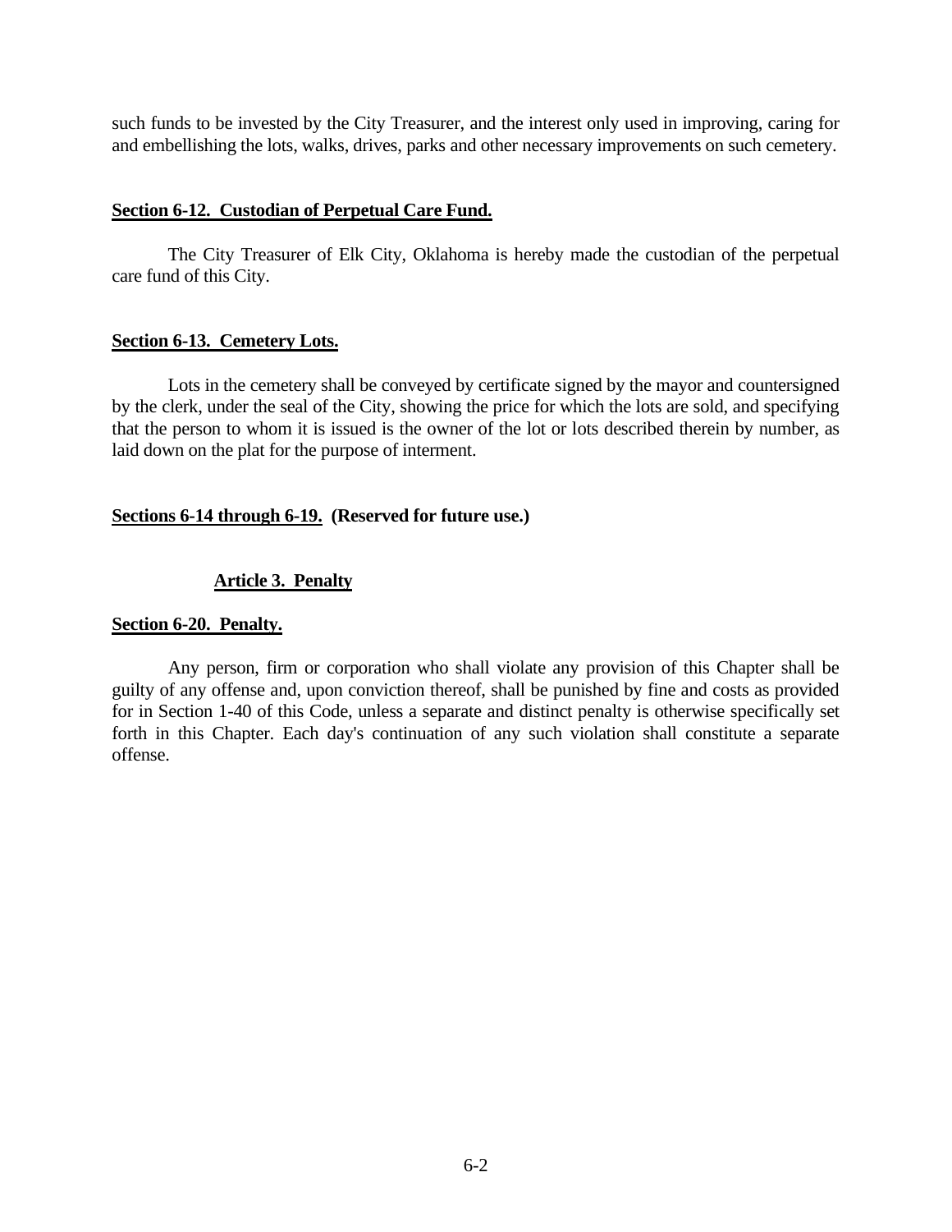such funds to be invested by the City Treasurer, and the interest only used in improving, caring for and embellishing the lots, walks, drives, parks and other necessary improvements on such cemetery.

**Section 6-12. Custodian of Perpetual Care Fund.**

The City Treasurer of Elk City, Oklahoma is hereby made the custodian of the perpetual care fund of this City.

**Section 6-13. Cemetery Lots.**

Lots in the cemetery shall be conveyed by certificate signed by the mayor and countersigned by the clerk, under the seal of the City, showing the price for which the lots are sold, and specifying that the person to whom it is issued is the owner of the lot or lots described therein by number, as laid down on the plat for the purpose of interment.

**Sections 6-14 through 6-19. (Reserved for future use.)**

## Article 3. Penalty

**Section 6-20. Penalty.**

Any person, firm or corporation who shall violate any provision of this Chapter shall be guilty of any offense and, upon conviction thereof, shall be punished by fine and costs as provided for in Section 1-40 of this Code, unless a separate and distinct penalty is otherwise specifically set forth in this Chapter. Each day's continuation of any such violation shall constitute a separate offense.